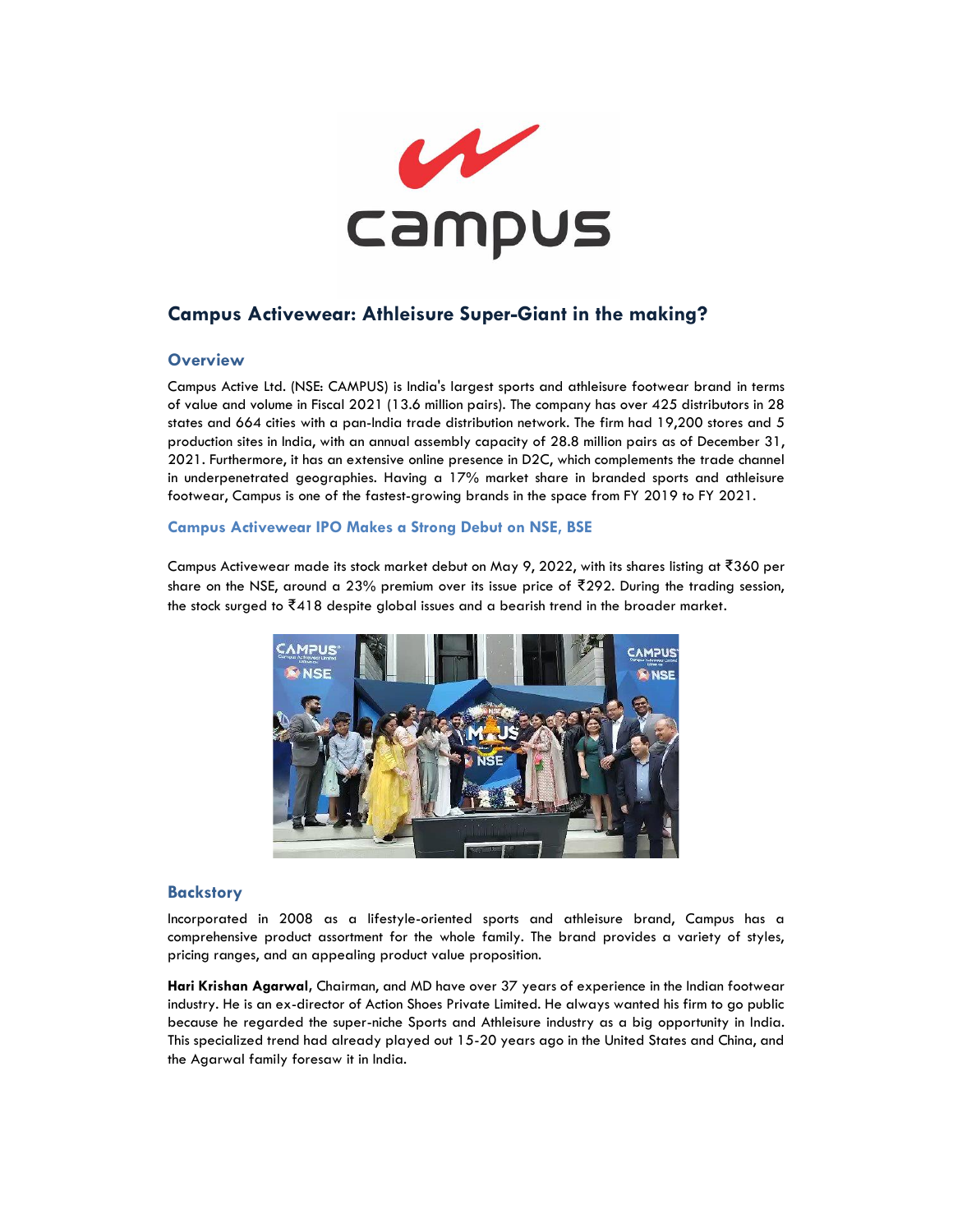# Campus Activewear: Athleisure Super-Giant in the making?

## Overview

Campus Active Ltd. (NSE: CAMPUS) is India's largest sports and athleisure footwear brand in terms of value and volume in Fiscal 2021 (13.6 million pairs). The company has over 425 distributors in 28 states and 664 cities with a pan-India trade distribution network. The firm had 19,200 stores and 5 production sites in India, with an annual assembly capacity of 28.8 million pairs as of December 31, 2021. Furthermore, it has an extensive online presence in D2C, which complements the trade channel in underpenetrated geographies. Having a 17% market share in branded sports and athleisure footwear, Campus is one of the fastest-growing brands in the space from FY 2019 to FY 2021.

### Campus Activewear IPO Makes a Strong Debut on NSE, BSE

Campus Activewear made its stock market debut on May 9, 2022, with its shares listing at ₹360 per share on the NSE, around a 23% premium over its issue price of ₹292. During the trading session, the stock surged to ₹418 despite global issues and a bearish trend in the broader market.

## Backstory

Incorporated in 2008 as a lifestyle-oriented sports and athleisure brand, Campus has a comprehensive product assortment for the whole family. The brand provides a variety of styles, pricing ranges, and an appealing product value proposition.

**Hari Krishan Agarwal**, Chairman, and MD have over 37 years of experience in the Indian footwear industry. He is an ex-director of Action Shoes Private Limited. He always wanted his firm to go public because he regarded the super-niche Sports and Athleisure industry as a big opportunity in India. This specialized trend had already played out 15-20 years ago in the United States and China, and the Agarwal family foresaw it in India.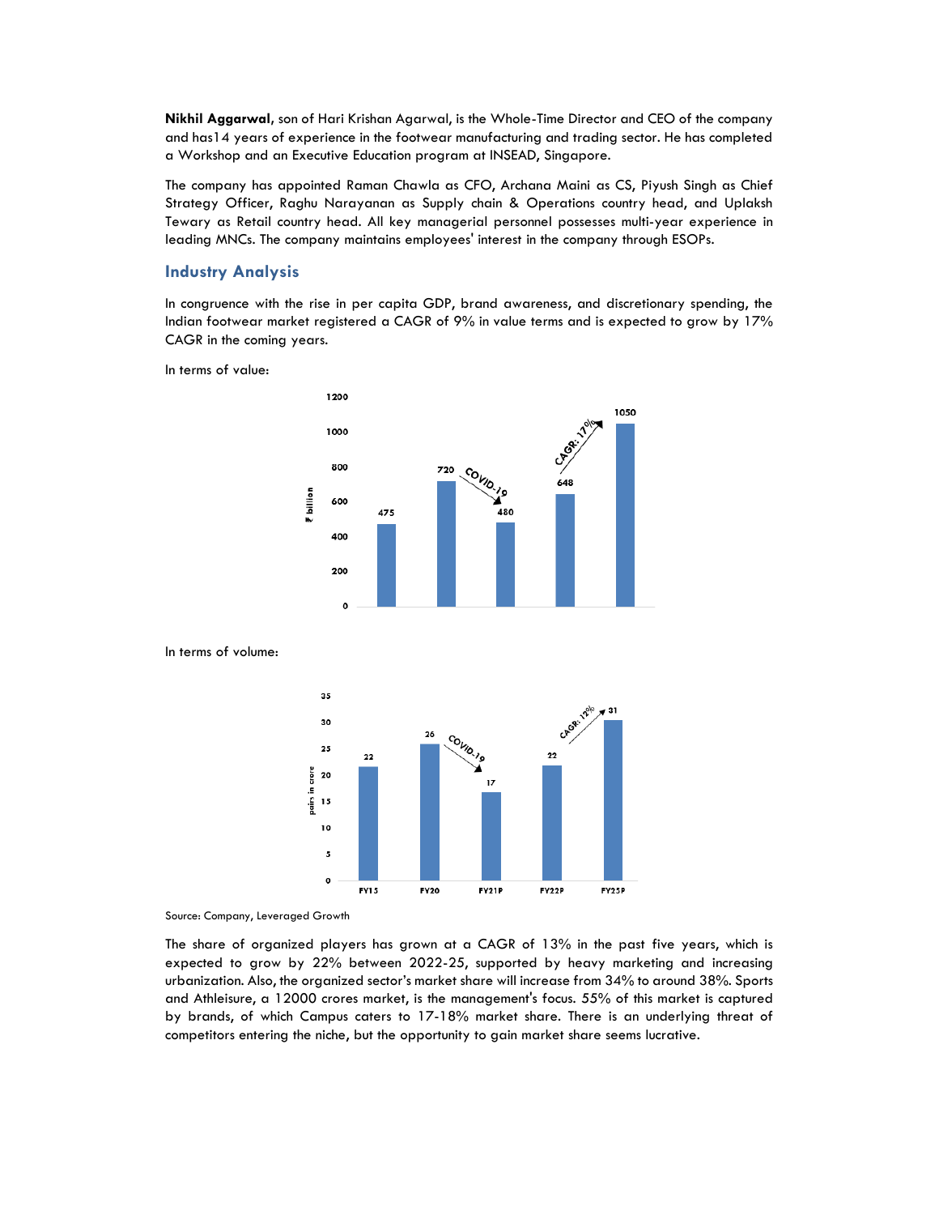**Nikhil Aggarwal**, son of Hari Krishan Agarwal, is the Whole-Time Director and CEO of the company and has14 years of experience in the footwear manufacturing and trading sector. He has completed a Workshop and an Executive Education program at INSEAD, Singapore.

The company has appointed Raman Chawla as CFO, Archana Maini as CS, Piyush Singh as Chief Strategy Officer, Raghu Narayanan as Supply chain & Operations country head, and Uplaksh Tewary as Retail country head. All key managerial personnel possesses multi-year experience in leading MNCs. The company maintains employees' interest in the company through ESOPs.

## Industry Analysis

In congruence with the rise in per capita GDP, brand awareness, and discretionary spending, the Indian footwear market registered a CAGR of 9% in value terms and is expected to grow by 17% CAGR in the coming years.

In terms of value:

| | FY15 | FY20 | FY21P | FY22P | FY25P |
|---|---|---|---|---|---|
| ₹ billion | 475 | 720 | 480 | 648 | 1050 |

COVID-19 (FY20 to FY21P); CAGR: 17% (FY22P to FY25P)

In terms of volume:

| | FY15 | FY20 | FY21P | FY22P | FY25P |
|---|---|---|---|---|---|
| pairs in crore | 22 | 26 | 17 | 22 | 31 |

COVID-19 (FY20 to FY21P); CAGR: 12% (FY22P to FY25P)

Source: Company, Leveraged Growth

The share of organized players has grown at a CAGR of 13% in the past five years, which is expected to grow by 22% between 2022-25, supported by heavy marketing and increasing urbanization. Also, the organized sector's market share will increase from 34% to around 38%. Sports and Athleisure, a 12000 crores market, is the management's focus. 55% of this market is captured by brands, of which Campus caters to 17-18% market share. There is an underlying threat of competitors entering the niche, but the opportunity to gain market share seems lucrative.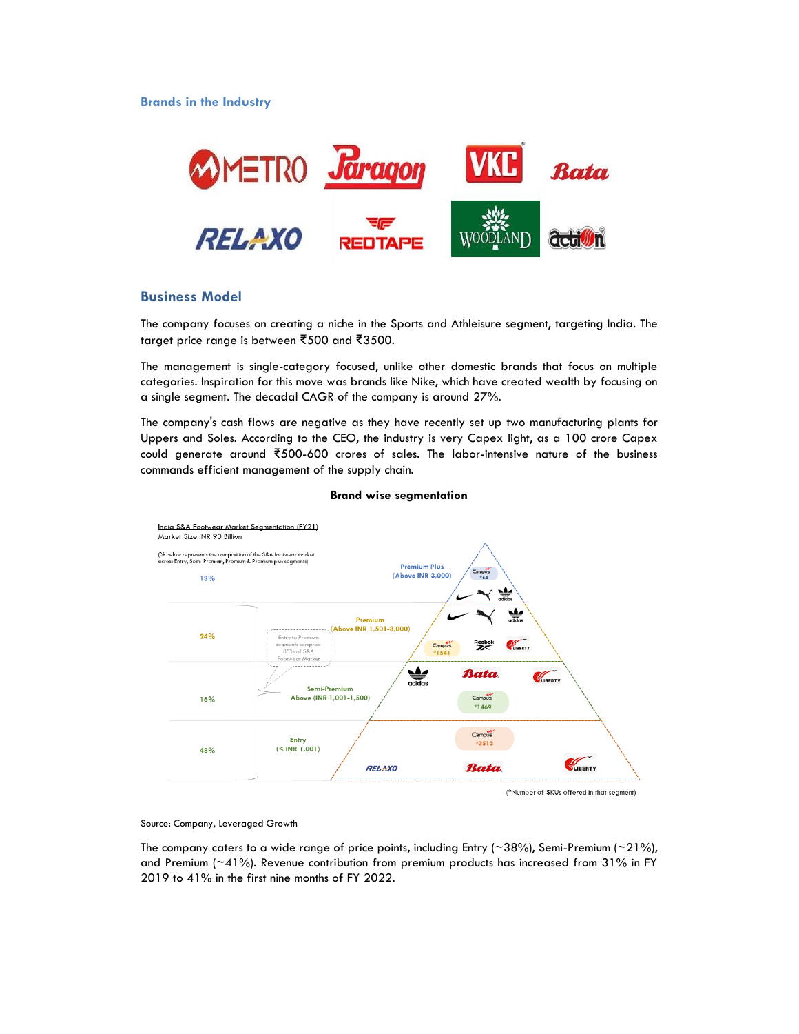## Brands in the Industry

## Business Model

The company focuses on creating a niche in the Sports and Athleisure segment, targeting India. The target price range is between ₹500 and ₹3500.

The management is single-category focused, unlike other domestic brands that focus on multiple categories. Inspiration for this move was brands like Nike, which have created wealth by focusing on a single segment. The decadal CAGR of the company is around 27%.

The company's cash flows are negative as they have recently set up two manufacturing plants for Uppers and Soles. According to the CEO, the industry is very Capex light, as a 100 crore Capex could generate around ₹500-600 crores of sales. The labor-intensive nature of the business commands efficient management of the supply chain.

**Brand wise segmentation**

India S&A Footwear Market Segmentation (FY21)
Market Size INR 90 Billion

(% below represents the composition of the S&A footwear market across Entry, Semi-Premium, Premium & Premium plus segments)

| Share | Segment | Campus SKUs* |
|---|---|---|
| 13% | Premium Plus (Above INR 3,000) | 64 |
| 24% | Premium (Above INR 1,501-3,000) | 1541 |
| 16% | Semi-Premium Above (INR 1,001-1,500) | 1469 |
| 48% | Entry (< INR 1,001) | 3513 |

Entry to Premium segments comprise 85% of S&A Footwear Market

(*Number of SKUs offered in that segment)

Source: Company, Leveraged Growth

The company caters to a wide range of price points, including Entry (~38%), Semi-Premium (~21%), and Premium (~41%). Revenue contribution from premium products has increased from 31% in FY 2019 to 41% in the first nine months of FY 2022.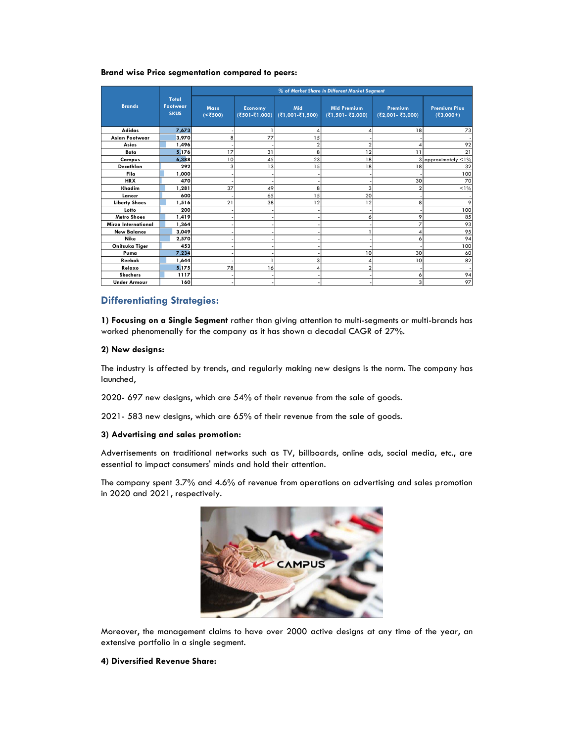**Brand wise Price segmentation compared to peers:**

| Brands | Total Footwear SKUS | % of Market Share in Different Market Segment | | | | | |
|---|---|---|---|---|---|---|---|
| | | Mass (<₹500) | Economy (₹501-₹1,000) | Mid (₹1,001-₹1,500) | Mid Premium (₹1,501- ₹2,000) | Premium (₹2,001- ₹3,000) | Premium Plus (₹3,000+) |
| Adidas | 7,673 | - | 1 | 4 | 4 | 18 | 73 |
| Asian Footwear | 3,970 | 8 | 77 | 15 | - | - | - |
| Asics | 1,496 | - | - | 2 | 2 | 4 | 92 |
| Bata | 5,176 | 17 | 31 | 8 | 12 | 11 | 21 |
| Campus | 6,388 | 10 | 45 | 23 | 18 | 3 | approximately <1% |
| Decathlon | 292 | 3 | 13 | 15 | 18 | 18 | 32 |
| Fila | 1,000 | - | - | - | - | - | 100 |
| HRX | 470 | - | - | - | - | 30 | 70 |
| Khadim | 1,281 | 37 | 49 | 8 | 3 | 2 | <1% |
| Lancer | 600 | - | 65 | 15 | 20 | - | - |
| Liberty Shoes | 1,516 | 21 | 38 | 12 | 12 | 8 | 9 |
| Lotto | 200 | - | - | - | - | - | 100 |
| Metro Shoes | 1,419 | - | - | - | 6 | 9 | 85 |
| Mirza International | 1,364 | - | - | - | - | 7 | 93 |
| New Balance | 3,049 | - | - | - | 1 | 4 | 95 |
| Nike | 2,570 | - | - | - | - | 6 | 94 |
| Onitsuka Tiger | 453 | - | - | - | - | - | 100 |
| Puma | 7,234 | - | - | - | 10 | 30 | 60 |
| Reebok | 1,644 | - | 1 | 3 | 4 | 10 | 82 |
| Relaxo | 5,175 | 78 | 16 | 4 | 2 | - | - |
| Skechers | 1117 | - | - | - | - | 6 | 94 |
| Under Armour | 160 | - | - | - | - | 3 | 97 |

## Differentiating Strategies:

**1) Focusing on a Single Segment** rather than giving attention to multi-segments or multi-brands has worked phenomenally for the company as it has shown a decadal CAGR of 27%.

**2) New designs:**

The industry is affected by trends, and regularly making new designs is the norm. The company has launched,

2020- 697 new designs, which are 54% of their revenue from the sale of goods.

2021- 583 new designs, which are 65% of their revenue from the sale of goods.

**3) Advertising and sales promotion:**

Advertisements on traditional networks such as TV, billboards, online ads, social media, etc., are essential to impact consumers' minds and hold their attention.

The company spent 3.7% and 4.6% of revenue from operations on advertising and sales promotion in 2020 and 2021, respectively.

Moreover, the management claims to have over 2000 active designs at any time of the year, an extensive portfolio in a single segment.

**4) Diversified Revenue Share:**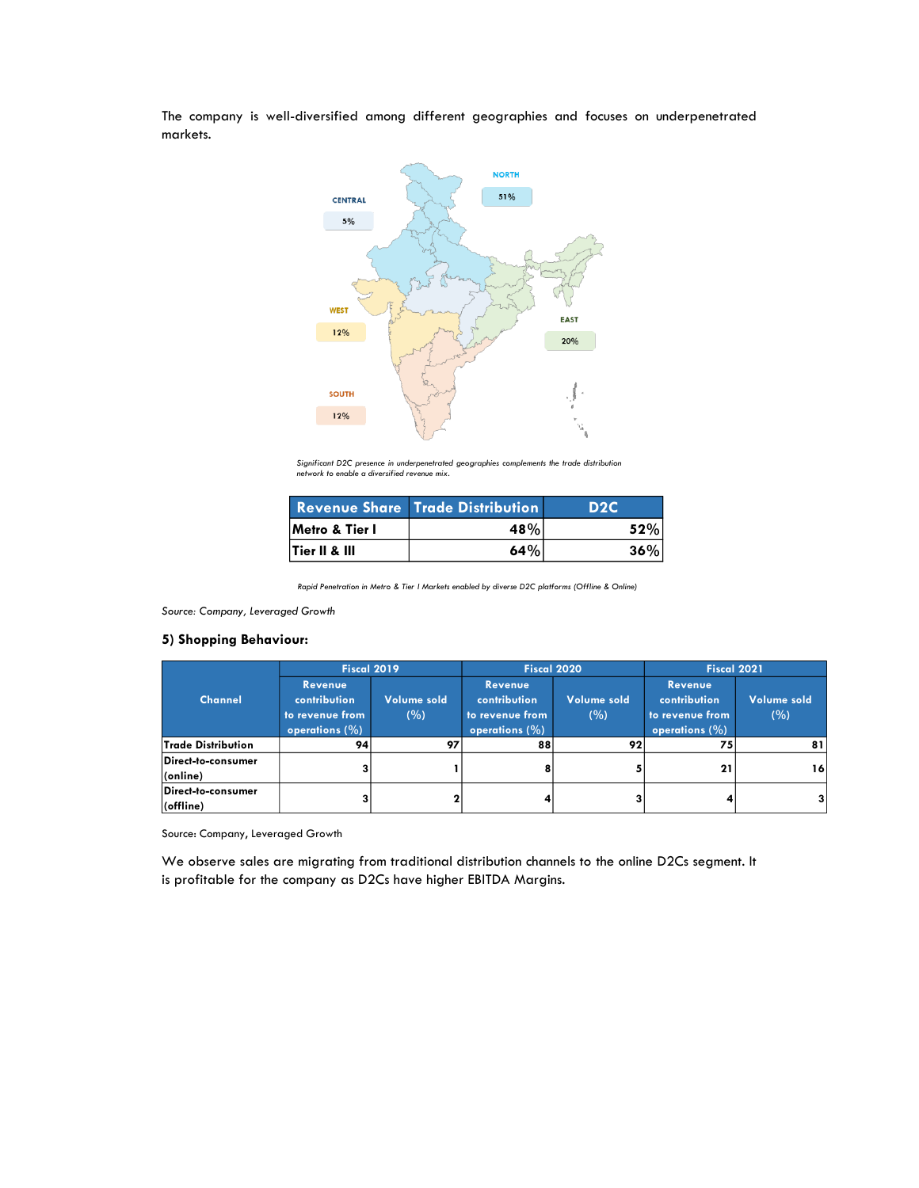The company is well-diversified among different geographies and focuses on underpenetrated markets.

NORTH 51%
CENTRAL 5%
WEST 12%
EAST 20%
SOUTH 12%

*Significant D2C presence in underpenetrated geographies complements the trade distribution network to enable a diversified revenue mix.*

| Revenue Share | Trade Distribution | D2C |
|---|---|---|
| Metro & Tier I | 48% | 52% |
| Tier II & III | 64% | 36% |

*Rapid Penetration in Metro & Tier I Markets enabled by diverse D2C platforms (Offline & Online)*

*Source: Company, Leveraged Growth*

### 5) Shopping Behaviour:

| Channel | Fiscal 2019 | | Fiscal 2020 | | Fiscal 2021 | |
|---|---|---|---|---|---|---|
| | Revenue contribution to revenue from operations (%) | Volume sold (%) | Revenue contribution to revenue from operations (%) | Volume sold (%) | Revenue contribution to revenue from operations (%) | Volume sold (%) |
| Trade Distribution | 94 | 97 | 88 | 92 | 75 | 81 |
| Direct-to-consumer (online) | 3 | 1 | 8 | 5 | 21 | 16 |
| Direct-to-consumer (offline) | 3 | 2 | 4 | 3 | 4 | 3 |

Source: Company, Leveraged Growth

We observe sales are migrating from traditional distribution channels to the online D2Cs segment. It is profitable for the company as D2Cs have higher EBITDA Margins.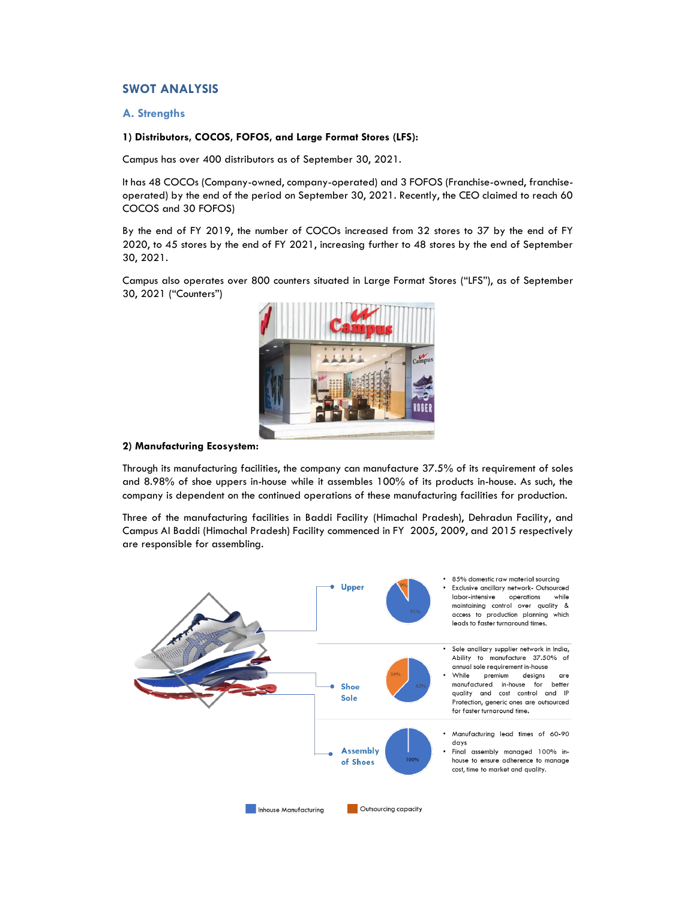## SWOT ANALYSIS

### A. Strengths

**1) Distributors, COCOS, FOFOS, and Large Format Stores (LFS):**

Campus has over 400 distributors as of September 30, 2021.

It has 48 COCOs (Company-owned, company-operated) and 3 FOFOS (Franchise-owned, franchise-operated) by the end of the period on September 30, 2021. Recently, the CEO claimed to reach 60 COCOS and 30 FOFOS)

By the end of FY 2019, the number of COCOs increased from 32 stores to 37 by the end of FY 2020, to 45 stores by the end of FY 2021, increasing further to 48 stores by the end of September 30, 2021.

Campus also operates over 800 counters situated in Large Format Stores ("LFS"), as of September 30, 2021 ("Counters")

**2) Manufacturing Ecosystem:**

Through its manufacturing facilities, the company can manufacture 37.5% of its requirement of soles and 8.98% of shoe uppers in-house while it assembles 100% of its products in-house. As such, the company is dependent on the continued operations of these manufacturing facilities for production.

Three of the manufacturing facilities in Baddi Facility (Himachal Pradesh), Dehradun Facility, and Campus AI Baddi (Himachal Pradesh) Facility commenced in FY 2005, 2009, and 2015 respectively are responsible for assembling.

**Upper** (Inhouse Manufacturing 91%, Outsourcing capacity 9%)

- 85% domestic raw material sourcing
- Exclusive ancillary network- Outsourced labor-intensive operations while maintaining control over quality & access to production planning which leads to faster turnaround times.

**Shoe Sole** (Inhouse Manufacturing 62%, Outsourcing capacity 38%)

- Sole ancillary supplier network in India, Ability to manufacture 37.50% of annual sole requirement in-house
- While premium designs are manufactured in-house for better quality and cost control and IP Protection, generic ones are outsourced for faster turnaround time.

**Assembly of Shoes** (Inhouse Manufacturing 100%)

- Manufacturing lead times of 60-90 days
- Final assembly managed 100% in-house to ensure adherence to manage cost, time to market and quality.

Inhouse Manufacturing | Outsourcing capacity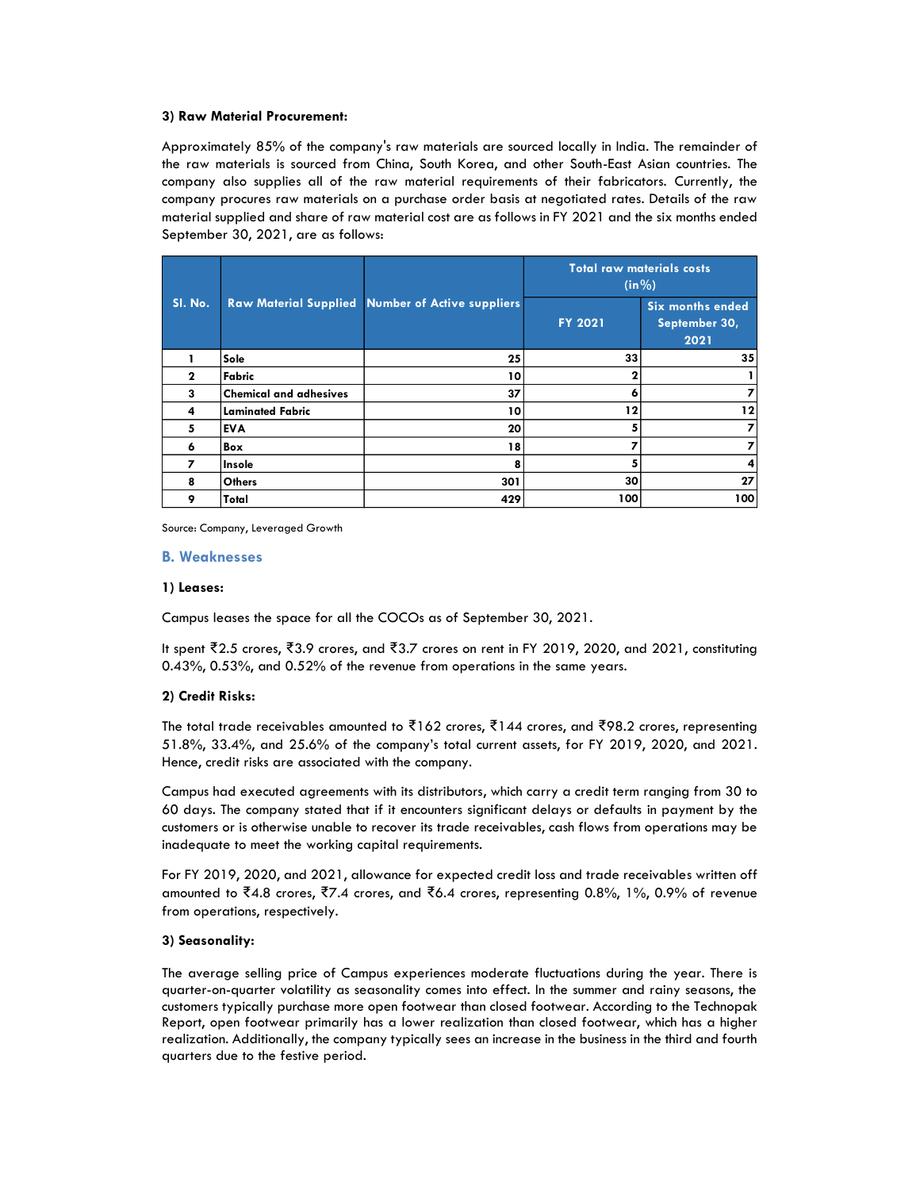**3) Raw Material Procurement:**

Approximately 85% of the company's raw materials are sourced locally in India. The remainder of the raw materials is sourced from China, South Korea, and other South-East Asian countries. The company also supplies all of the raw material requirements of their fabricators. Currently, the company procures raw materials on a purchase order basis at negotiated rates. Details of the raw material supplied and share of raw material cost are as follows in FY 2021 and the six months ended September 30, 2021, are as follows:

| Sl. No. | Raw Material Supplied | Number of Active suppliers | Total raw materials costs (in%) | |
|---|---|---|---|---|
| | | | FY 2021 | Six months ended September 30, 2021 |
| 1 | Sole | 25 | 33 | 35 |
| 2 | Fabric | 10 | 2 | 1 |
| 3 | Chemical and adhesives | 37 | 6 | 7 |
| 4 | Laminated Fabric | 10 | 12 | 12 |
| 5 | EVA | 20 | 5 | 7 |
| 6 | Box | 18 | 7 | 7 |
| 7 | Insole | 8 | 5 | 4 |
| 8 | Others | 301 | 30 | 27 |
| 9 | Total | 429 | 100 | 100 |

Source: Company, Leveraged Growth

## B. Weaknesses

**1) Leases:**

Campus leases the space for all the COCOs as of September 30, 2021.

It spent ₹2.5 crores, ₹3.9 crores, and ₹3.7 crores on rent in FY 2019, 2020, and 2021, constituting 0.43%, 0.53%, and 0.52% of the revenue from operations in the same years.

**2) Credit Risks:**

The total trade receivables amounted to ₹162 crores, ₹144 crores, and ₹98.2 crores, representing 51.8%, 33.4%, and 25.6% of the company's total current assets, for FY 2019, 2020, and 2021. Hence, credit risks are associated with the company.

Campus had executed agreements with its distributors, which carry a credit term ranging from 30 to 60 days. The company stated that if it encounters significant delays or defaults in payment by the customers or is otherwise unable to recover its trade receivables, cash flows from operations may be inadequate to meet the working capital requirements.

For FY 2019, 2020, and 2021, allowance for expected credit loss and trade receivables written off amounted to ₹4.8 crores, ₹7.4 crores, and ₹6.4 crores, representing 0.8%, 1%, 0.9% of revenue from operations, respectively.

**3) Seasonality:**

The average selling price of Campus experiences moderate fluctuations during the year. There is quarter-on-quarter volatility as seasonality comes into effect. In the summer and rainy seasons, the customers typically purchase more open footwear than closed footwear. According to the Technopak Report, open footwear primarily has a lower realization than closed footwear, which has a higher realization. Additionally, the company typically sees an increase in the business in the third and fourth quarters due to the festive period.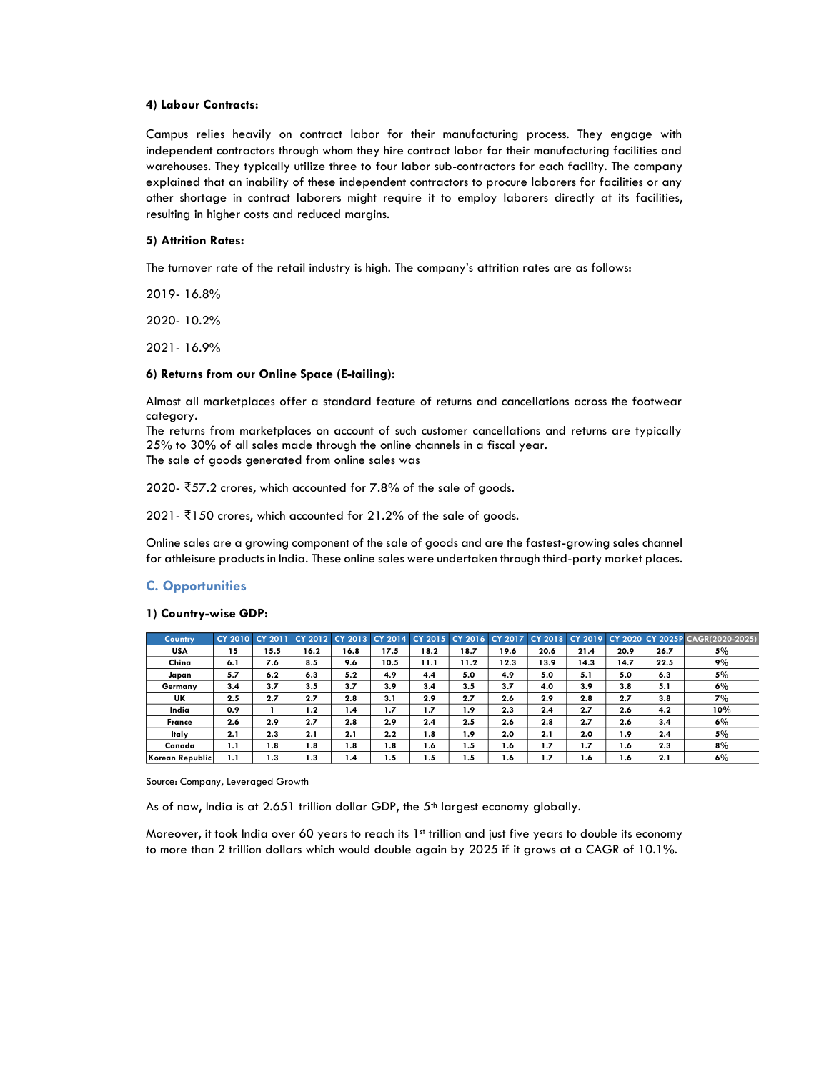#### 4) Labour Contracts:

Campus relies heavily on contract labor for their manufacturing process. They engage with independent contractors through whom they hire contract labor for their manufacturing facilities and warehouses. They typically utilize three to four labor sub-contractors for each facility. The company explained that an inability of these independent contractors to procure laborers for facilities or any other shortage in contract laborers might require it to employ laborers directly at its facilities, resulting in higher costs and reduced margins.

#### 5) Attrition Rates:

The turnover rate of the retail industry is high. The company's attrition rates are as follows:

2019- 16.8%

2020- 10.2%

2021- 16.9%

#### 6) Returns from our Online Space (E-tailing):

Almost all marketplaces offer a standard feature of returns and cancellations across the footwear category.
The returns from marketplaces on account of such customer cancellations and returns are typically 25% to 30% of all sales made through the online channels in a fiscal year.
The sale of goods generated from online sales was

2020- ₹57.2 crores, which accounted for 7.8% of the sale of goods.

2021- ₹150 crores, which accounted for 21.2% of the sale of goods.

Online sales are a growing component of the sale of goods and are the fastest-growing sales channel for athleisure products in India. These online sales were undertaken through third-party market places.

## C. Opportunities

#### 1) Country-wise GDP:

| Country | CY 2010 | CY 2011 | CY 2012 | CY 2013 | CY 2014 | CY 2015 | CY 2016 | CY 2017 | CY 2018 | CY 2019 | CY 2020 | CY 2025P | CAGR(2020-2025) |
|---|---|---|---|---|---|---|---|---|---|---|---|---|---|
| USA | 15 | 15.5 | 16.2 | 16.8 | 17.5 | 18.2 | 18.7 | 19.6 | 20.6 | 21.4 | 20.9 | 26.7 | 5% |
| China | 6.1 | 7.6 | 8.5 | 9.6 | 10.5 | 11.1 | 11.2 | 12.3 | 13.9 | 14.3 | 14.7 | 22.5 | 9% |
| Japan | 5.7 | 6.2 | 6.3 | 5.2 | 4.9 | 4.4 | 5.0 | 4.9 | 5.0 | 5.1 | 5.0 | 6.3 | 5% |
| Germany | 3.4 | 3.7 | 3.5 | 3.7 | 3.9 | 3.4 | 3.5 | 3.7 | 4.0 | 3.9 | 3.8 | 5.1 | 6% |
| UK | 2.5 | 2.7 | 2.7 | 2.8 | 3.1 | 2.9 | 2.7 | 2.6 | 2.9 | 2.8 | 2.7 | 3.8 | 7% |
| India | 0.9 | 1 | 1.2 | 1.4 | 1.7 | 1.7 | 1.9 | 2.3 | 2.4 | 2.7 | 2.6 | 4.2 | 10% |
| France | 2.6 | 2.9 | 2.7 | 2.8 | 2.9 | 2.4 | 2.5 | 2.6 | 2.8 | 2.7 | 2.6 | 3.4 | 6% |
| Italy | 2.1 | 2.3 | 2.1 | 2.1 | 2.2 | 1.8 | 1.9 | 2.0 | 2.1 | 2.0 | 1.9 | 2.4 | 5% |
| Canada | 1.1 | 1.8 | 1.8 | 1.8 | 1.8 | 1.6 | 1.5 | 1.6 | 1.7 | 1.7 | 1.6 | 2.3 | 8% |
| Korean Republic | 1.1 | 1.3 | 1.3 | 1.4 | 1.5 | 1.5 | 1.5 | 1.6 | 1.7 | 1.6 | 1.6 | 2.1 | 6% |

Source: Company, Leveraged Growth

As of now, India is at 2.651 trillion dollar GDP, the 5th largest economy globally.

Moreover, it took India over 60 years to reach its 1st trillion and just five years to double its economy to more than 2 trillion dollars which would double again by 2025 if it grows at a CAGR of 10.1%.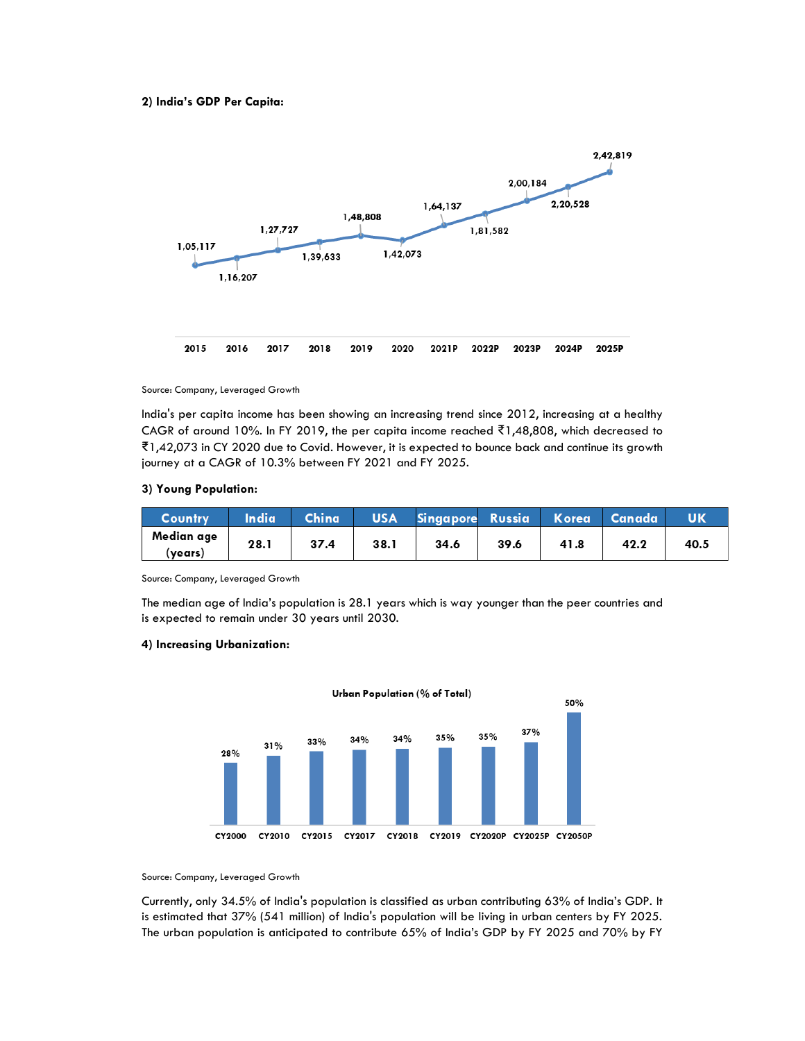**2) India's GDP Per Capita:**

| Year | GDP Per Capita (₹) |
|---|---|
| 2015 | 1,05,117 |
| 2016 | 1,16,207 |
| 2017 | 1,27,727 |
| 2018 | 1,39,633 |
| 2019 | 1,48,808 |
| 2020 | 1,42,073 |
| 2021P | 1,64,137 |
| 2022P | 1,81,582 |
| 2023P | 2,00,184 |
| 2024P | 2,20,528 |
| 2025P | 2,42,819 |

Source: Company, Leveraged Growth

India's per capita income has been showing an increasing trend since 2012, increasing at a healthy CAGR of around 10%. In FY 2019, the per capita income reached ₹1,48,808, which decreased to ₹1,42,073 in CY 2020 due to Covid. However, it is expected to bounce back and continue its growth journey at a CAGR of 10.3% between FY 2021 and FY 2025.

**3) Young Population:**

| Country | India | China | USA | Singapore | Russia | Korea | Canada | UK |
|---|---|---|---|---|---|---|---|---|
| Median age (years) | 28.1 | 37.4 | 38.1 | 34.6 | 39.6 | 41.8 | 42.2 | 40.5 |

Source: Company, Leveraged Growth

The median age of India's population is 28.1 years which is way younger than the peer countries and is expected to remain under 30 years until 2030.

**4) Increasing Urbanization:**

Urban Population (% of Total)

| Year | Urban Population (% of Total) |
|---|---|
| CY2000 | 28% |
| CY2010 | 31% |
| CY2015 | 33% |
| CY2017 | 34% |
| CY2018 | 34% |
| CY2019 | 35% |
| CY2020P | 35% |
| CY2025P | 37% |
| CY2050P | 50% |

Source: Company, Leveraged Growth

Currently, only 34.5% of India's population is classified as urban contributing 63% of India's GDP. It is estimated that 37% (541 million) of India's population will be living in urban centers by FY 2025. The urban population is anticipated to contribute 65% of India's GDP by FY 2025 and 70% by FY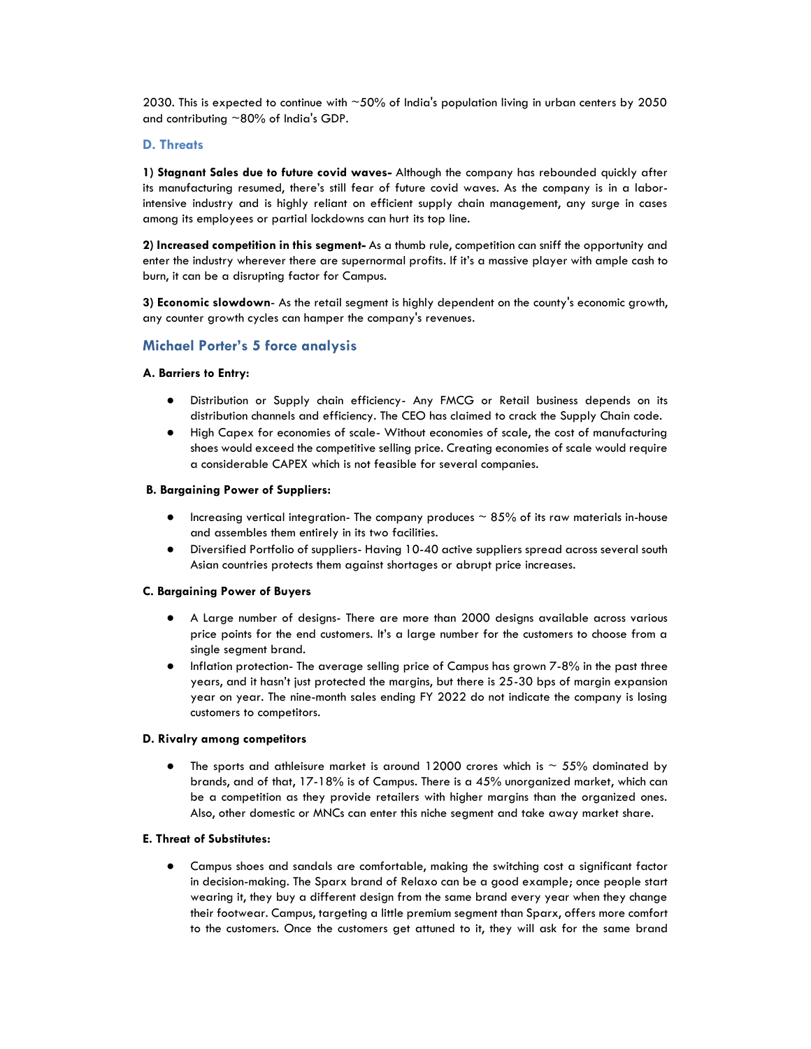2030. This is expected to continue with ~50% of India's population living in urban centers by 2050 and contributing ~80% of India's GDP.

### D. Threats

**1) Stagnant Sales due to future covid waves-** Although the company has rebounded quickly after its manufacturing resumed, there's still fear of future covid waves. As the company is in a labor-intensive industry and is highly reliant on efficient supply chain management, any surge in cases among its employees or partial lockdowns can hurt its top line.

**2) Increased competition in this segment-** As a thumb rule, competition can sniff the opportunity and enter the industry wherever there are supernormal profits. If it's a massive player with ample cash to burn, it can be a disrupting factor for Campus.

**3) Economic slowdown**- As the retail segment is highly dependent on the county's economic growth, any counter growth cycles can hamper the company's revenues.

## Michael Porter's 5 force analysis

**A. Barriers to Entry:**

- Distribution or Supply chain efficiency- Any FMCG or Retail business depends on its distribution channels and efficiency. The CEO has claimed to crack the Supply Chain code.
- High Capex for economies of scale- Without economies of scale, the cost of manufacturing shoes would exceed the competitive selling price. Creating economies of scale would require a considerable CAPEX which is not feasible for several companies.

**B. Bargaining Power of Suppliers:**

- Increasing vertical integration- The company produces ~ 85% of its raw materials in-house and assembles them entirely in its two facilities.
- Diversified Portfolio of suppliers- Having 10-40 active suppliers spread across several south Asian countries protects them against shortages or abrupt price increases.

**C. Bargaining Power of Buyers**

- A Large number of designs- There are more than 2000 designs available across various price points for the end customers. It's a large number for the customers to choose from a single segment brand.
- Inflation protection- The average selling price of Campus has grown 7-8% in the past three years, and it hasn't just protected the margins, but there is 25-30 bps of margin expansion year on year. The nine-month sales ending FY 2022 do not indicate the company is losing customers to competitors.

**D. Rivalry among competitors**

- The sports and athleisure market is around 12000 crores which is ~ 55% dominated by brands, and of that, 17-18% is of Campus. There is a 45% unorganized market, which can be a competition as they provide retailers with higher margins than the organized ones. Also, other domestic or MNCs can enter this niche segment and take away market share.

**E. Threat of Substitutes:**

- Campus shoes and sandals are comfortable, making the switching cost a significant factor in decision-making. The Sparx brand of Relaxo can be a good example; once people start wearing it, they buy a different design from the same brand every year when they change their footwear. Campus, targeting a little premium segment than Sparx, offers more comfort to the customers. Once the customers get attuned to it, they will ask for the same brand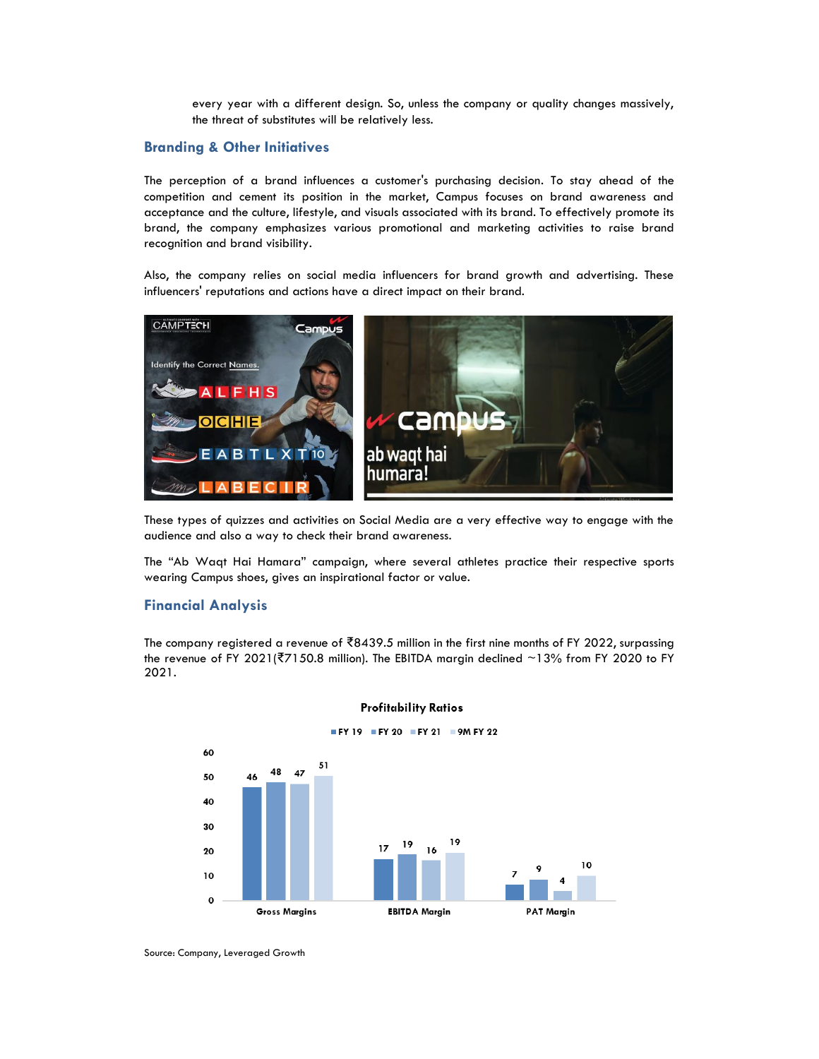every year with a different design. So, unless the company or quality changes massively, the threat of substitutes will be relatively less.

## Branding & Other Initiatives

The perception of a brand influences a customer's purchasing decision. To stay ahead of the competition and cement its position in the market, Campus focuses on brand awareness and acceptance and the culture, lifestyle, and visuals associated with its brand. To effectively promote its brand, the company emphasizes various promotional and marketing activities to raise brand recognition and brand visibility.

Also, the company relies on social media influencers for brand growth and advertising. These influencers' reputations and actions have a direct impact on their brand.

These types of quizzes and activities on Social Media are a very effective way to engage with the audience and also a way to check their brand awareness.

The "Ab Waqt Hai Hamara" campaign, where several athletes practice their respective sports wearing Campus shoes, gives an inspirational factor or value.

## Financial Analysis

The company registered a revenue of ₹8439.5 million in the first nine months of FY 2022, surpassing the revenue of FY 2021(₹7150.8 million). The EBITDA margin declined ~13% from FY 2020 to FY 2021.

**Profitability Ratios**

| | FY 19 | FY 20 | FY 21 | 9M FY 22 |
|---|---|---|---|---|
| Gross Margins | 46 | 48 | 47 | 51 |
| EBITDA Margin | 17 | 19 | 16 | 19 |
| PAT Margin | 7 | 9 | 4 | 10 |

Source: Company, Leveraged Growth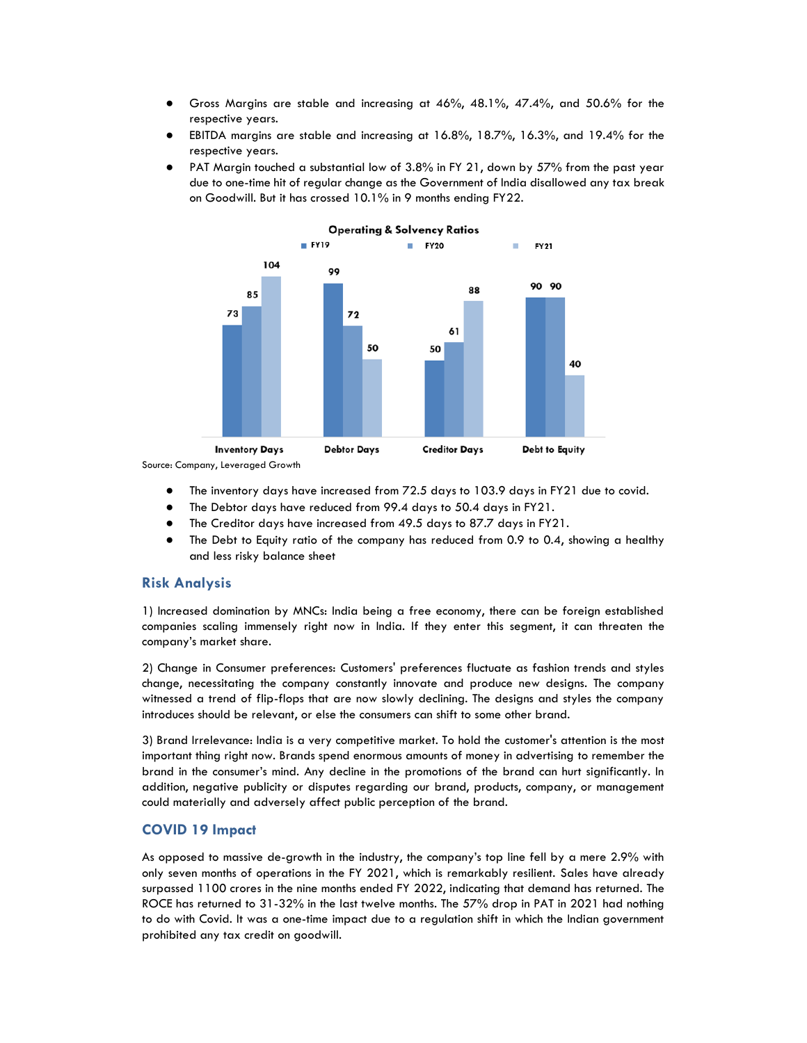- Gross Margins are stable and increasing at 46%, 48.1%, 47.4%, and 50.6% for the respective years.
- EBITDA margins are stable and increasing at 16.8%, 18.7%, 16.3%, and 19.4% for the respective years.
- PAT Margin touched a substantial low of 3.8% in FY 21, down by 57% from the past year due to one-time hit of regular change as the Government of India disallowed any tax break on Goodwill. But it has crossed 10.1% in 9 months ending FY22.

**Operating & Solvency Ratios**

| | FY19 | FY20 | FY21 |
|---|---|---|---|
| Inventory Days | 73 | 85 | 104 |
| Debtor Days | 99 | 72 | 50 |
| Creditor Days | 50 | 61 | 88 |
| Debt to Equity | 90 | 90 | 40 |

Source: Company, Leveraged Growth

- The inventory days have increased from 72.5 days to 103.9 days in FY21 due to covid.
- The Debtor days have reduced from 99.4 days to 50.4 days in FY21.
- The Creditor days have increased from 49.5 days to 87.7 days in FY21.
- The Debt to Equity ratio of the company has reduced from 0.9 to 0.4, showing a healthy and less risky balance sheet

## Risk Analysis

1) Increased domination by MNCs: India being a free economy, there can be foreign established companies scaling immensely right now in India. If they enter this segment, it can threaten the company's market share.

2) Change in Consumer preferences: Customers' preferences fluctuate as fashion trends and styles change, necessitating the company constantly innovate and produce new designs. The company witnessed a trend of flip-flops that are now slowly declining. The designs and styles the company introduces should be relevant, or else the consumers can shift to some other brand.

3) Brand Irrelevance: India is a very competitive market. To hold the customer's attention is the most important thing right now. Brands spend enormous amounts of money in advertising to remember the brand in the consumer's mind. Any decline in the promotions of the brand can hurt significantly. In addition, negative publicity or disputes regarding our brand, products, company, or management could materially and adversely affect public perception of the brand.

## COVID 19 Impact

As opposed to massive de-growth in the industry, the company's top line fell by a mere 2.9% with only seven months of operations in the FY 2021, which is remarkably resilient. Sales have already surpassed 1100 crores in the nine months ended FY 2022, indicating that demand has returned. The ROCE has returned to 31-32% in the last twelve months. The 57% drop in PAT in 2021 had nothing to do with Covid. It was a one-time impact due to a regulation shift in which the Indian government prohibited any tax credit on goodwill.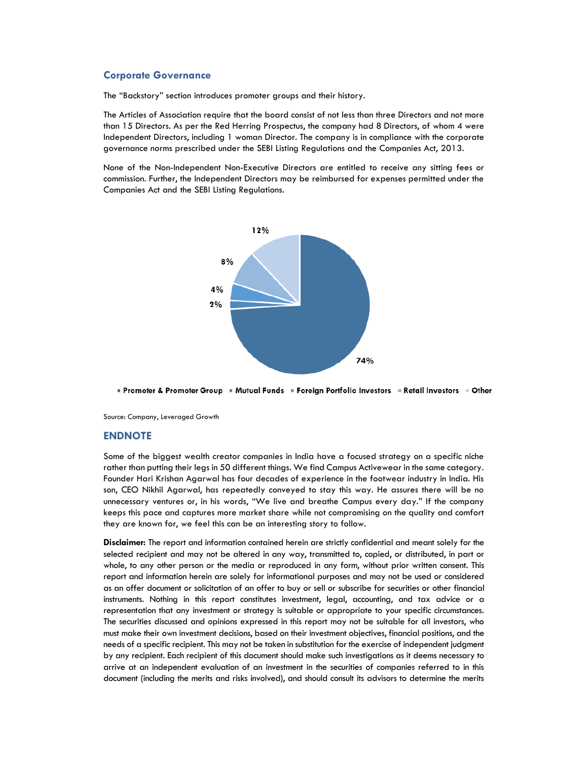## Corporate Governance

The "Backstory" section introduces promoter groups and their history.

The Articles of Association require that the board consist of not less than three Directors and not more than 15 Directors. As per the Red Herring Prospectus, the company had 8 Directors, of whom 4 were Independent Directors, including 1 woman Director. The company is in compliance with the corporate governance norms prescribed under the SEBI Listing Regulations and the Companies Act, 2013.

None of the Non-Independent Non-Executive Directors are entitled to receive any sitting fees or commission. Further, the Independent Directors may be reimbursed for expenses permitted under the Companies Act and the SEBI Listing Regulations.

12%

8%

4%

2%

74%

Promoter & Promoter Group | Mutual Funds | Foreign Portfolio Investors | Retail Investors | Other

Source: Company, Leveraged Growth

## ENDNOTE

Some of the biggest wealth creator companies in India have a focused strategy on a specific niche rather than putting their legs in 50 different things. We find Campus Activewear in the same category. Founder Hari Krishan Agarwal has four decades of experience in the footwear industry in India. His son, CEO Nikhil Agarwal, has repeatedly conveyed to stay this way. He assures there will be no unnecessary ventures or, in his words, "We live and breathe Campus every day." If the company keeps this pace and captures more market share while not compromising on the quality and comfort they are known for, we feel this can be an interesting story to follow.

**Disclaimer:** The report and information contained herein are strictly confidential and meant solely for the selected recipient and may not be altered in any way, transmitted to, copied, or distributed, in part or whole, to any other person or the media or reproduced in any form, without prior written consent. This report and information herein are solely for informational purposes and may not be used or considered as an offer document or solicitation of an offer to buy or sell or subscribe for securities or other financial instruments. Nothing in this report constitutes investment, legal, accounting, and tax advice or a representation that any investment or strategy is suitable or appropriate to your specific circumstances. The securities discussed and opinions expressed in this report may not be suitable for all investors, who must make their own investment decisions, based on their investment objectives, financial positions, and the needs of a specific recipient. This may not be taken in substitution for the exercise of independent judgment by any recipient. Each recipient of this document should make such investigations as it deems necessary to arrive at an independent evaluation of an investment in the securities of companies referred to in this document (including the merits and risks involved), and should consult its advisors to determine the merits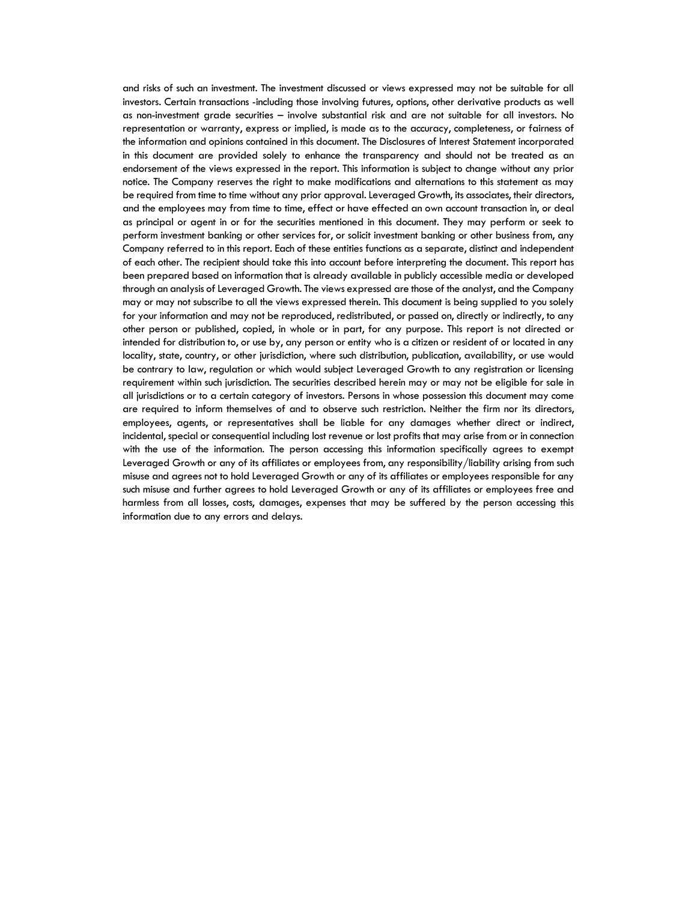and risks of such an investment. The investment discussed or views expressed may not be suitable for all investors. Certain transactions -including those involving futures, options, other derivative products as well as non-investment grade securities – involve substantial risk and are not suitable for all investors. No representation or warranty, express or implied, is made as to the accuracy, completeness, or fairness of the information and opinions contained in this document. The Disclosures of Interest Statement incorporated in this document are provided solely to enhance the transparency and should not be treated as an endorsement of the views expressed in the report. This information is subject to change without any prior notice. The Company reserves the right to make modifications and alternations to this statement as may be required from time to time without any prior approval. Leveraged Growth, its associates, their directors, and the employees may from time to time, effect or have effected an own account transaction in, or deal as principal or agent in or for the securities mentioned in this document. They may perform or seek to perform investment banking or other services for, or solicit investment banking or other business from, any Company referred to in this report. Each of these entities functions as a separate, distinct and independent of each other. The recipient should take this into account before interpreting the document. This report has been prepared based on information that is already available in publicly accessible media or developed through an analysis of Leveraged Growth. The views expressed are those of the analyst, and the Company may or may not subscribe to all the views expressed therein. This document is being supplied to you solely for your information and may not be reproduced, redistributed, or passed on, directly or indirectly, to any other person or published, copied, in whole or in part, for any purpose. This report is not directed or intended for distribution to, or use by, any person or entity who is a citizen or resident of or located in any locality, state, country, or other jurisdiction, where such distribution, publication, availability, or use would be contrary to law, regulation or which would subject Leveraged Growth to any registration or licensing requirement within such jurisdiction. The securities described herein may or may not be eligible for sale in all jurisdictions or to a certain category of investors. Persons in whose possession this document may come are required to inform themselves of and to observe such restriction. Neither the firm nor its directors, employees, agents, or representatives shall be liable for any damages whether direct or indirect, incidental, special or consequential including lost revenue or lost profits that may arise from or in connection with the use of the information. The person accessing this information specifically agrees to exempt Leveraged Growth or any of its affiliates or employees from, any responsibility/liability arising from such misuse and agrees not to hold Leveraged Growth or any of its affiliates or employees responsible for any such misuse and further agrees to hold Leveraged Growth or any of its affiliates or employees free and harmless from all losses, costs, damages, expenses that may be suffered by the person accessing this information due to any errors and delays.